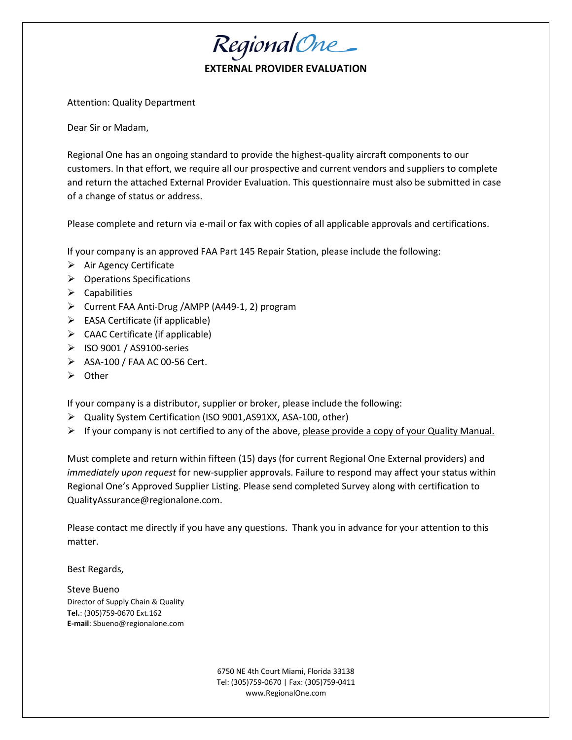RegionalOne

# EXTERNAL PROVIDER EVALUATION

Attention: Quality Department

Dear Sir or Madam,

Regional One has an ongoing standard to provide the highest-quality aircraft components to our customers. In that effort, we require all our prospective and current vendors and suppliers to complete and return the attached External Provider Evaluation. This questionnaire must also be submitted in case of a change of status or address.

Please complete and return via e-mail or fax with copies of all applicable approvals and certifications.

If your company is an approved FAA Part 145 Repair Station, please include the following:

- Air Agency Certificate
- Operations Specifications
- Capabilities
- Current FAA Anti-Drug /AMPP (A449-1, 2) program
- EASA Certificate (if applicable)
- CAAC Certificate (if applicable)
- ISO 9001 / AS9100-series
- ASA-100 / FAA AC 00-56 Cert.
- Other

If your company is a distributor, supplier or broker, please include the following:

- Quality System Certification (ISO 9001,AS91XX, ASA-100, other)
- If your company is not certified to any of the above, <u>please provide a copy of your Quality Manual.</u>

Must complete and return within fifteen (15) days (for current Regional One External providers) and *immediately upon request* for new-supplier approvals. Failure to respond may affect your status within Regional One's Approved Supplier Listing. Please send completed Survey along with certification to QualityAssurance@regionalone.com.

Please contact me directly if you have any questions. Thank you in advance for your attention to this matter.

Best Regards,

Steve Bueno  
Director of Supply Chain & Quality  
**Tel.**: (305)759-0670 Ext.162  
**E-mail**: Sbueno@regionalone.com

6750 NE 4th Court Miami, Florida 33138  
Tel: (305)759-0670 | Fax: (305)759-0411  
www.RegionalOne.com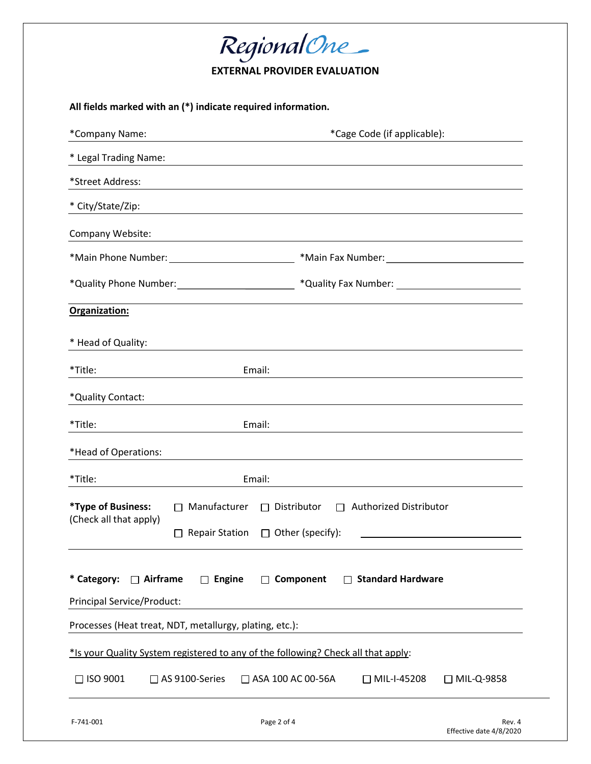# RegionalOne

## EXTERNAL PROVIDER EVALUATION

**All fields marked with an (*) indicate required information.**

*Company Name: ____________________ *Cage Code (if applicable): ____________________

* Legal Trading Name: ____________________

*Street Address: ____________________

* City/State/Zip: ____________________

Company Website: ____________________

*Main Phone Number: ____________________ *Main Fax Number: ____________________

*Quality Phone Number: ____________________ *Quality Fax Number: ____________________

**Organization:**

* Head of Quality: ____________________

*Title: ____________________ Email: ____________________

*Quality Contact: ____________________

*Title: ____________________ Email: ____________________

*Head of Operations: ____________________

*Title: ____________________ Email: ____________________

**\*Type of Business:** (Check all that apply)

☐ Manufacturer ☐ Distributor ☐ Authorized Distributor

☐ Repair Station ☐ Other (specify): ____________________

**\* Category:** ☐ **Airframe** ☐ **Engine** ☐ **Component** ☐ **Standard Hardware**

Principal Service/Product: ____________________

Processes (Heat treat, NDT, metallurgy, plating, etc.): ____________________

*Is your Quality System registered to any of the following? Check all that apply:

☐ ISO 9001 ☐ AS 9100-Series ☐ ASA 100 AC 00-56A ☐ MIL-I-45208 ☐ MIL-Q-9858

F-741-001 Rev. 4 Effective date 4/8/2020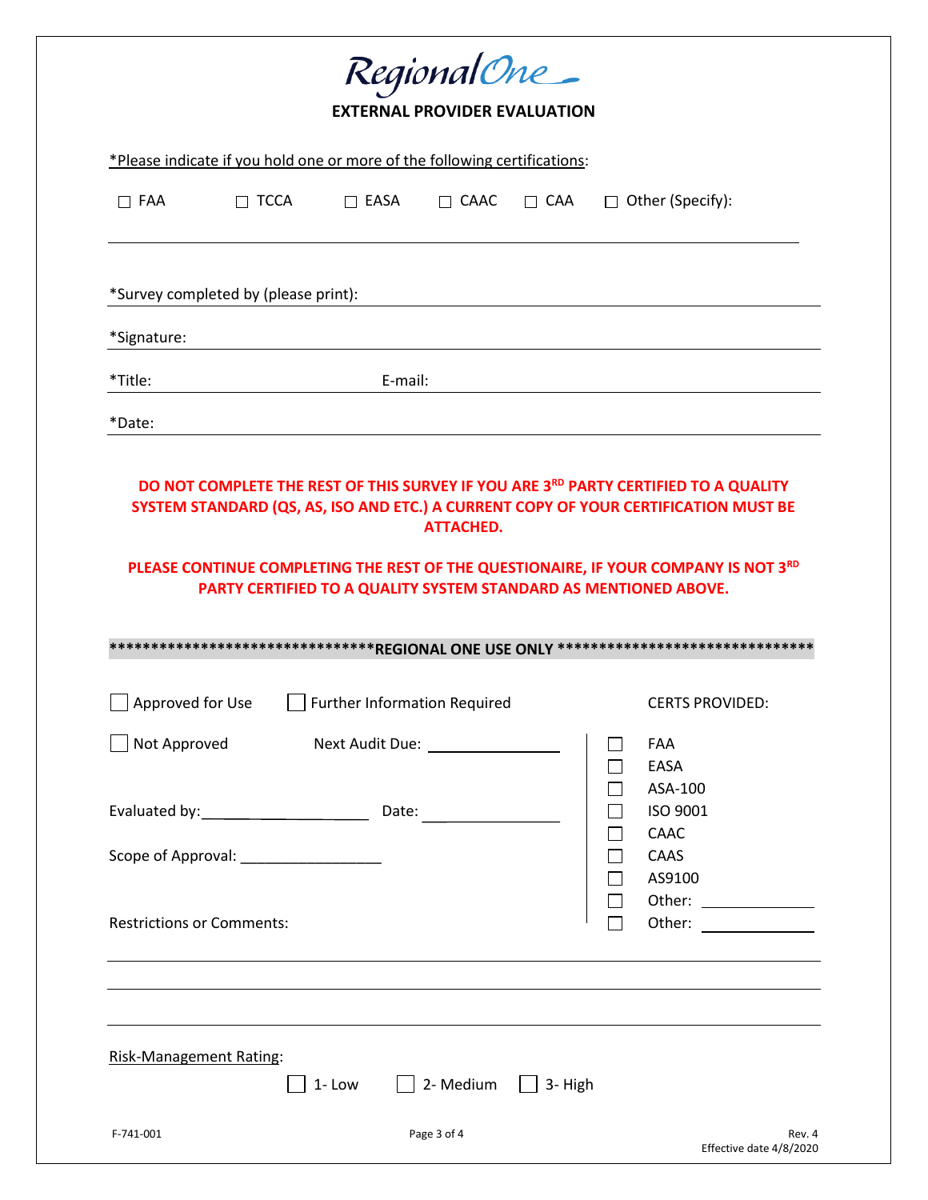# RegionalOne

## EXTERNAL PROVIDER EVALUATION

*Please indicate if you hold one or more of the following certifications:

☐ FAA ☐ TCCA ☐ EASA ☐ CAAC ☐ CAA ☐ Other (Specify):

______________________________________________

*Survey completed by (please print): ______________________________

*Signature: ______________________________

*Title: ______________ E-mail: ______________

*Date: ______________________________

**DO NOT COMPLETE THE REST OF THIS SURVEY IF YOU ARE 3RD PARTY CERTIFIED TO A QUALITY SYSTEM STANDARD (QS, AS, ISO AND ETC.) A CURRENT COPY OF YOUR CERTIFICATION MUST BE ATTACHED.**

**PLEASE CONTINUE COMPLETING THE REST OF THE QUESTIONAIRE, IF YOUR COMPANY IS NOT 3RD PARTY CERTIFIED TO A QUALITY SYSTEM STANDARD AS MENTIONED ABOVE.**

*******************************REGIONAL ONE USE ONLY *******************************

☐ Approved for Use ☐ Further Information Required

☐ Not Approved Next Audit Due: ______________

Evaluated by: ______________ Date: ______________

Scope of Approval: ______________

Restrictions or Comments:

______________________________________________

______________________________________________

______________________________________________

CERTS PROVIDED:

- ☐ FAA
- ☐ EASA
- ☐ ASA-100
- ☐ ISO 9001
- ☐ CAAC
- ☐ CAAS
- ☐ AS9100
- ☐ Other: ______________
- ☐ Other: ______________

Risk-Management Rating:

☐ 1- Low ☐ 2- Medium ☐ 3- High

F-741-001

Rev. 4
Effective date 4/8/2020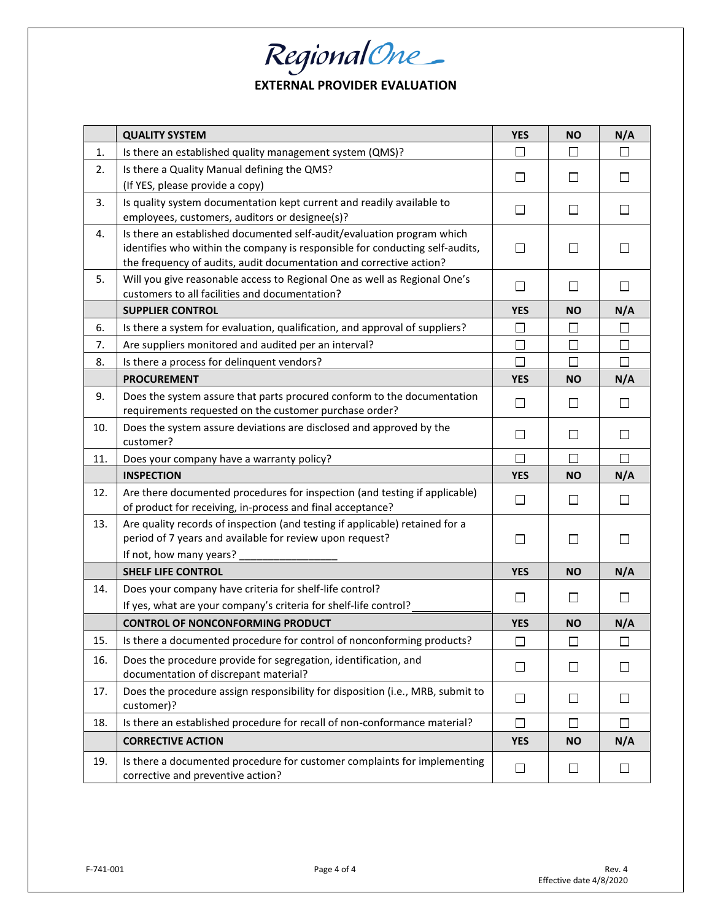# RegionalOne

## EXTERNAL PROVIDER EVALUATION

| | QUALITY SYSTEM | YES | NO | N/A |
|---|---|---|---|---|
| 1. | Is there an established quality management system (QMS)? | ☐ | ☐ | ☐ |
| 2. | Is there a Quality Manual defining the QMS? (If YES, please provide a copy) | ☐ | ☐ | ☐ |
| 3. | Is quality system documentation kept current and readily available to employees, customers, auditors or designee(s)? | ☐ | ☐ | ☐ |
| 4. | Is there an established documented self-audit/evaluation program which identifies who within the company is responsible for conducting self-audits, the frequency of audits, audit documentation and corrective action? | ☐ | ☐ | ☐ |
| 5. | Will you give reasonable access to Regional One as well as Regional One's customers to all facilities and documentation? | ☐ | ☐ | ☐ |
| | **SUPPLIER CONTROL** | **YES** | **NO** | **N/A** |
| 6. | Is there a system for evaluation, qualification, and approval of suppliers? | ☐ | ☐ | ☐ |
| 7. | Are suppliers monitored and audited per an interval? | ☐ | ☐ | ☐ |
| 8. | Is there a process for delinquent vendors? | ☐ | ☐ | ☐ |
| | **PROCUREMENT** | **YES** | **NO** | **N/A** |
| 9. | Does the system assure that parts procured conform to the documentation requirements requested on the customer purchase order? | ☐ | ☐ | ☐ |
| 10. | Does the system assure deviations are disclosed and approved by the customer? | ☐ | ☐ | ☐ |
| 11. | Does your company have a warranty policy? | ☐ | ☐ | ☐ |
| | **INSPECTION** | **YES** | **NO** | **N/A** |
| 12. | Are there documented procedures for inspection (and testing if applicable) of product for receiving, in-process and final acceptance? | ☐ | ☐ | ☐ |
| 13. | Are quality records of inspection (and testing if applicable) retained for a period of 7 years and available for review upon request? If not, how many years? _______________ | ☐ | ☐ | ☐ |
| | **SHELF LIFE CONTROL** | **YES** | **NO** | **N/A** |
| 14. | Does your company have criteria for shelf-life control? If yes, what are your company's criteria for shelf-life control? _______________ | ☐ | ☐ | ☐ |
| | **CONTROL OF NONCONFORMING PRODUCT** | **YES** | **NO** | **N/A** |
| 15. | Is there a documented procedure for control of nonconforming products? | ☐ | ☐ | ☐ |
| 16. | Does the procedure provide for segregation, identification, and documentation of discrepant material? | ☐ | ☐ | ☐ |
| 17. | Does the procedure assign responsibility for disposition (i.e., MRB, submit to customer)? | ☐ | ☐ | ☐ |
| 18. | Is there an established procedure for recall of non-conformance material? | ☐ | ☐ | ☐ |
| | **CORRECTIVE ACTION** | **YES** | **NO** | **N/A** |
| 19. | Is there a documented procedure for customer complaints for implementing corrective and preventive action? | ☐ | ☐ | ☐ |

F-741-001

Rev. 4
Effective date 4/8/2020